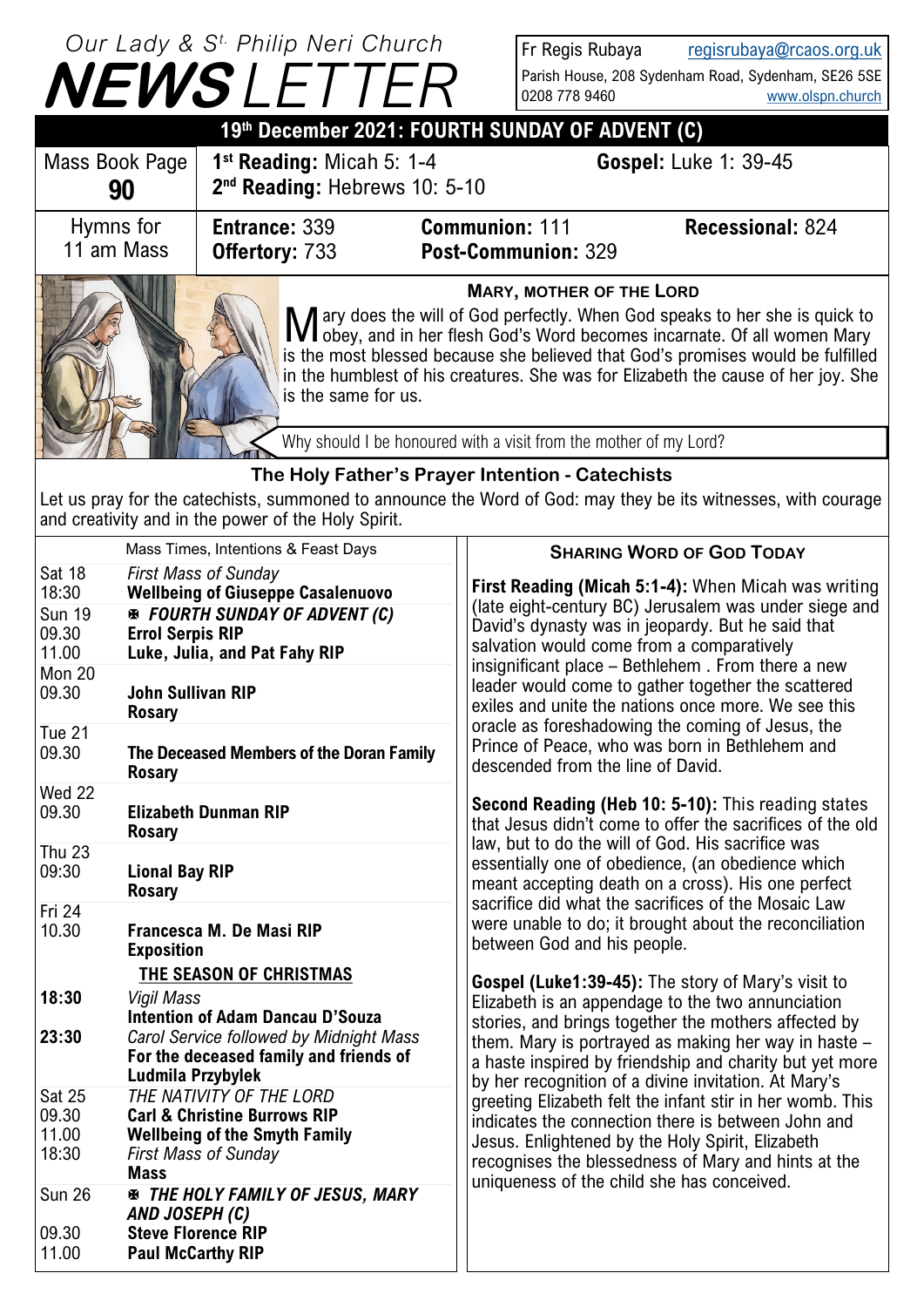Our Lady & St. Philip Neri Church

# NEWSLETTER

Fr Regis Rubaya regisrubaya@rcaos.org.uk
Parish House, 208 Sydenham Road, Sydenham, SE26 5SE
0208 778 9460 www.olspn.church

## 19th December 2021: FOURTH SUNDAY OF ADVENT (C)

| Mass Book Page **90** | **1st Reading:** Micah 5: 1-4 **2nd Reading:** Hebrews 10: 5-10 | **Gospel:** Luke 1: 39-45 |
|---|---|---|

| Hymns for 11 am Mass | **Entrance:** 339 **Offertory:** 733 | **Communion:** 111 **Post-Communion:** 329 | **Recessional:** 824 |
|---|---|---|---|

### MARY, MOTHER OF THE LORD

Mary does the will of God perfectly. When God speaks to her she is quick to obey, and in her flesh God's Word becomes incarnate. Of all women Mary is the most blessed because she believed that God's promises would be fulfilled in the humblest of his creatures. She was for Elizabeth the cause of her joy. She is the same for us.

Why should I be honoured with a visit from the mother of my Lord?

### The Holy Father's Prayer Intention - Catechists

Let us pray for the catechists, summoned to announce the Word of God: may they be its witnesses, with courage and creativity and in the power of the Holy Spirit.

### Mass Times, Intentions & Feast Days

| | |
|---|---|
| Sat 18 18:30 | *First Mass of Sunday* **Wellbeing of Giuseppe Casalenuovo** |
| Sun 19 | ✠ ***FOURTH SUNDAY OF ADVENT (C)*** |
| 09.30 | **Errol Serpis RIP** |
| 11.00 | **Luke, Julia, and Pat Fahy RIP** |
| Mon 20 09.30 | **John Sullivan RIP** **Rosary** |
| Tue 21 09.30 | **The Deceased Members of the Doran Family** **Rosary** |
| Wed 22 09.30 | **Elizabeth Dunman RIP** **Rosary** |
| Thu 23 09:30 | **Lional Bay RIP** **Rosary** |
| Fri 24 10.30 | **Francesca M. De Masi RIP** **Exposition** |
| | **THE SEASON OF CHRISTMAS** |
| **18:30** | *Vigil Mass* **Intention of Adam Dancau D'Souza** |
| **23:30** | *Carol Service followed by Midnight Mass* **For the deceased family and friends of Ludmila Przybylek** |
| Sat 25 | *THE NATIVITY OF THE LORD* |
| 09.30 | **Carl & Christine Burrows RIP** |
| 11.00 | **Wellbeing of the Smyth Family** |
| 18:30 | *First Mass of Sunday* **Mass** |
| Sun 26 | ✠ ***THE HOLY FAMILY OF JESUS, MARY AND JOSEPH (C)*** |
| 09.30 | **Steve Florence RIP** |
| 11.00 | **Paul McCarthy RIP** |

### SHARING WORD OF GOD TODAY

**First Reading (Micah 5:1-4):** When Micah was writing (late eight-century BC) Jerusalem was under siege and David's dynasty was in jeopardy. But he said that salvation would come from a comparatively insignificant place – Bethlehem . From there a new leader would come to gather together the scattered exiles and unite the nations once more. We see this oracle as foreshadowing the coming of Jesus, the Prince of Peace, who was born in Bethlehem and descended from the line of David.

**Second Reading (Heb 10: 5-10):** This reading states that Jesus didn't come to offer the sacrifices of the old law, but to do the will of God. His sacrifice was essentially one of obedience, (an obedience which meant accepting death on a cross). His one perfect sacrifice did what the sacrifices of the Mosaic Law were unable to do; it brought about the reconciliation between God and his people.

**Gospel (Luke1:39-45):** The story of Mary's visit to Elizabeth is an appendage to the two annunciation stories, and brings together the mothers affected by them. Mary is portrayed as making her way in haste – a haste inspired by friendship and charity but yet more by her recognition of a divine invitation. At Mary's greeting Elizabeth felt the infant stir in her womb. This indicates the connection there is between John and Jesus. Enlightened by the Holy Spirit, Elizabeth recognises the blessedness of Mary and hints at the uniqueness of the child she has conceived.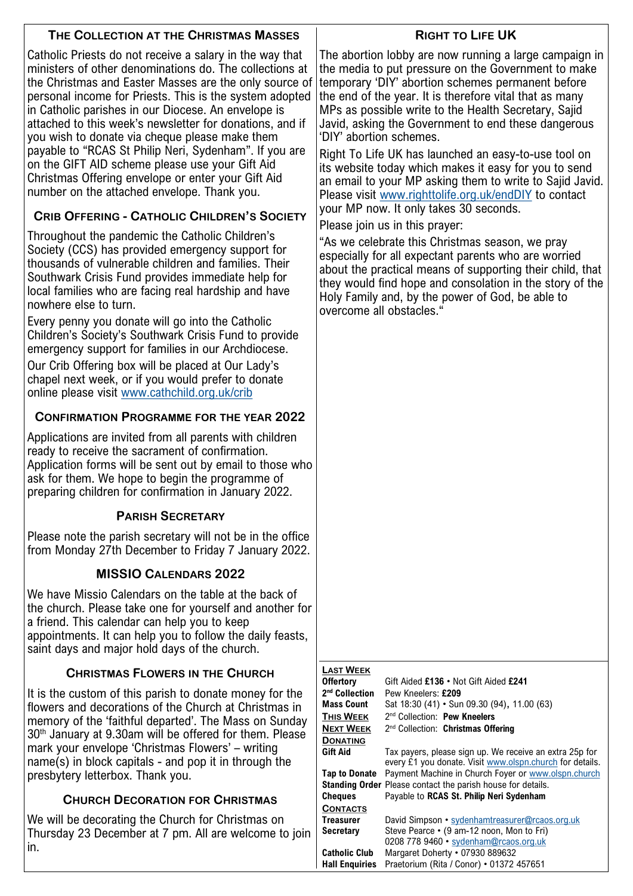## The Collection at the Christmas Masses

Catholic Priests do not receive a salary in the way that ministers of other denominations do. The collections at the Christmas and Easter Masses are the only source of personal income for Priests. This is the system adopted in Catholic parishes in our Diocese. An envelope is attached to this week's newsletter for donations, and if you wish to donate via cheque please make them payable to "RCAS St Philip Neri, Sydenham". If you are on the GIFT AID scheme please use your Gift Aid Christmas Offering envelope or enter your Gift Aid number on the attached envelope. Thank you.

## Crib Offering - Catholic Children's Society

Throughout the pandemic the Catholic Children's Society (CCS) has provided emergency support for thousands of vulnerable children and families. Their Southwark Crisis Fund provides immediate help for local families who are facing real hardship and have nowhere else to turn.

Every penny you donate will go into the Catholic Children's Society's Southwark Crisis Fund to provide emergency support for families in our Archdiocese.

Our Crib Offering box will be placed at Our Lady's chapel next week, or if you would prefer to donate online please visit www.cathchild.org.uk/crib

## Confirmation Programme for the Year 2022

Applications are invited from all parents with children ready to receive the sacrament of confirmation. Application forms will be sent out by email to those who ask for them. We hope to begin the programme of preparing children for confirmation in January 2022.

## Parish Secretary

Please note the parish secretary will not be in the office from Monday 27th December to Friday 7 January 2022.

## MISSIO Calendars 2022

We have Missio Calendars on the table at the back of the church. Please take one for yourself and another for a friend. This calendar can help you to keep appointments. It can help you to follow the daily feasts, saint days and major hold days of the church.

## Christmas Flowers in the Church

It is the custom of this parish to donate money for the flowers and decorations of the Church at Christmas in memory of the 'faithful departed'. The Mass on Sunday 30th January at 9.30am will be offered for them. Please mark your envelope 'Christmas Flowers' – writing name(s) in block capitals - and pop it in through the presbytery letterbox. Thank you.

## Church Decoration for Christmas

We will be decorating the Church for Christmas on Thursday 23 December at 7 pm. All are welcome to join in.

## Right to Life UK

The abortion lobby are now running a large campaign in the media to put pressure on the Government to make temporary 'DIY' abortion schemes permanent before the end of the year. It is therefore vital that as many MPs as possible write to the Health Secretary, Sajid Javid, asking the Government to end these dangerous 'DIY' abortion schemes.

Right To Life UK has launched an easy-to-use tool on its website today which makes it easy for you to send an email to your MP asking them to write to Sajid Javid. Please visit www.righttolife.org.uk/endDIY to contact your MP now. It only takes 30 seconds.

Please join us in this prayer:

"As we celebrate this Christmas season, we pray especially for all expectant parents who are worried about the practical means of supporting their child, that they would find hope and consolation in the story of the Holy Family and, by the power of God, be able to overcome all obstacles."

| | |
|---|---|
| **Last Week** | |
| **Offertory** | Gift Aided **£136** • Not Gift Aided **£241** |
| **2nd Collection** | Pew Kneelers: **£209** |
| **Mass Count** | Sat 18:30 (41) • Sun 09.30 (94), 11.00 (63) |
| **This Week** | 2nd Collection: **Pew Kneelers** |
| **Next Week** | 2nd Collection: **Christmas Offering** |
| **Donating** | |
| **Gift Aid** | Tax payers, please sign up. We receive an extra 25p for every £1 you donate. Visit www.olspn.church for details. |
| **Tap to Donate** | Payment Machine in Church Foyer or www.olspn.church |
| **Standing Order** | Please contact the parish house for details. |
| **Cheques** | Payable to **RCAS St. Philip Neri Sydenham** |
| **Contacts** | |
| **Treasurer** | David Simpson • sydenhamtreasurer@rcaos.org.uk |
| **Secretary** | Steve Pearce • (9 am-12 noon, Mon to Fri) 0208 778 9460 • sydenham@rcaos.org.uk |
| **Catholic Club** | Margaret Doherty • 07930 889632 |
| **Hall Enquiries** | Praetorium (Rita / Conor) • 01372 457651 |